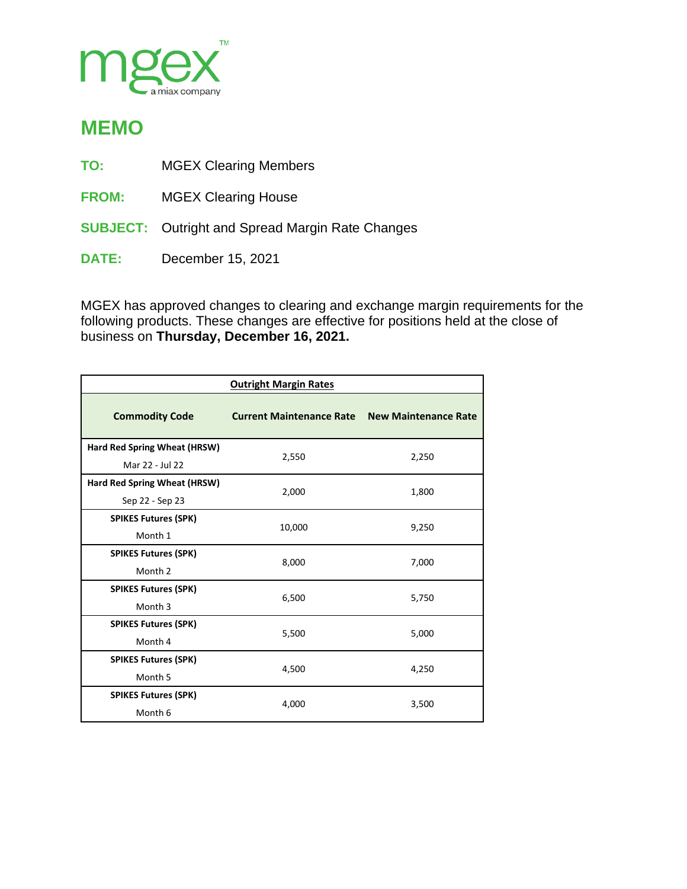mgex™
a miax company

# MEMO

**TO:** MGEX Clearing Members

**FROM:** MGEX Clearing House

**SUBJECT:** Outright and Spread Margin Rate Changes

**DATE:** December 15, 2021

MGEX has approved changes to clearing and exchange margin requirements for the following products. These changes are effective for positions held at the close of business on **Thursday, December 16, 2021.**

| Outright Margin Rates | | |
|---|---|---|
| **Commodity Code** | **Current Maintenance Rate** | **New Maintenance Rate** |
| **Hard Red Spring Wheat (HRSW)** Mar 22 - Jul 22 | 2,550 | 2,250 |
| **Hard Red Spring Wheat (HRSW)** Sep 22 - Sep 23 | 2,000 | 1,800 |
| **SPIKES Futures (SPK)** Month 1 | 10,000 | 9,250 |
| **SPIKES Futures (SPK)** Month 2 | 8,000 | 7,000 |
| **SPIKES Futures (SPK)** Month 3 | 6,500 | 5,750 |
| **SPIKES Futures (SPK)** Month 4 | 5,500 | 5,000 |
| **SPIKES Futures (SPK)** Month 5 | 4,500 | 4,250 |
| **SPIKES Futures (SPK)** Month 6 | 4,000 | 3,500 |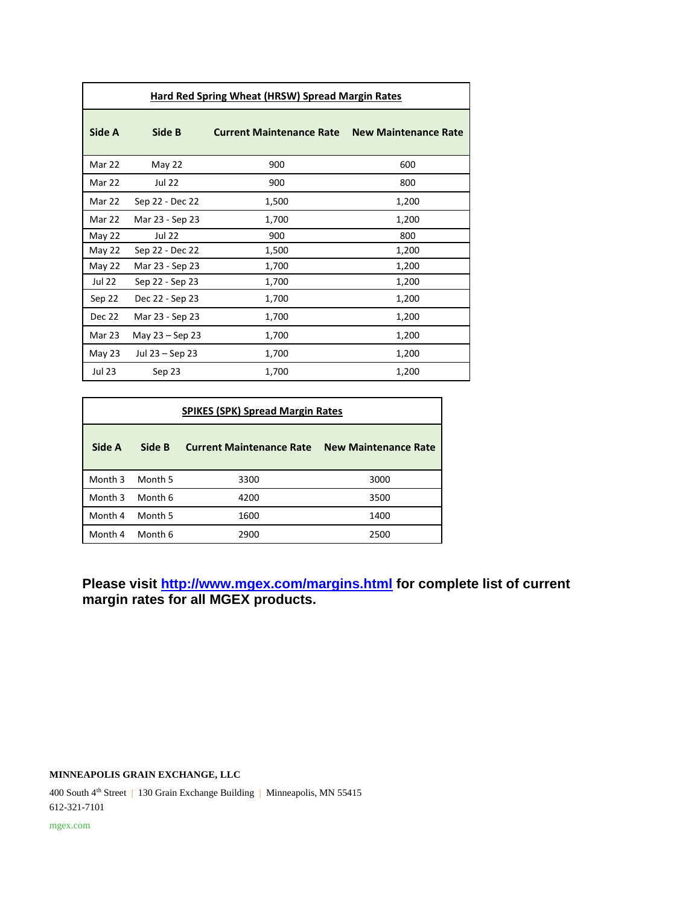| Hard Red Spring Wheat (HRSW) Spread Margin Rates | | | |
|---|---|---|---|
| **Side A** | **Side B** | **Current Maintenance Rate** | **New Maintenance Rate** |
| Mar 22 | May 22 | 900 | 600 |
| Mar 22 | Jul 22 | 900 | 800 |
| Mar 22 | Sep 22 - Dec 22 | 1,500 | 1,200 |
| Mar 22 | Mar 23 - Sep 23 | 1,700 | 1,200 |
| May 22 | Jul 22 | 900 | 800 |
| May 22 | Sep 22 - Dec 22 | 1,500 | 1,200 |
| May 22 | Mar 23 - Sep 23 | 1,700 | 1,200 |
| Jul 22 | Sep 22 - Sep 23 | 1,700 | 1,200 |
| Sep 22 | Dec 22 - Sep 23 | 1,700 | 1,200 |
| Dec 22 | Mar 23 - Sep 23 | 1,700 | 1,200 |
| Mar 23 | May 23 – Sep 23 | 1,700 | 1,200 |
| May 23 | Jul 23 – Sep 23 | 1,700 | 1,200 |
| Jul 23 | Sep 23 | 1,700 | 1,200 |

| SPIKES (SPK) Spread Margin Rates | | | |
|---|---|---|---|
| **Side A** | **Side B** | **Current Maintenance Rate** | **New Maintenance Rate** |
| Month 3 | Month 5 | 3300 | 3000 |
| Month 3 | Month 6 | 4200 | 3500 |
| Month 4 | Month 5 | 1600 | 1400 |
| Month 4 | Month 6 | 2900 | 2500 |

**Please visit [http://www.mgex.com/margins.html](http://www.mgex.com/margins.html) for complete list of current margin rates for all MGEX products.**

**MINNEAPOLIS GRAIN EXCHANGE, LLC**

400 South 4th Street | 130 Grain Exchange Building | Minneapolis, MN 55415
612-321-7101

mgex.com